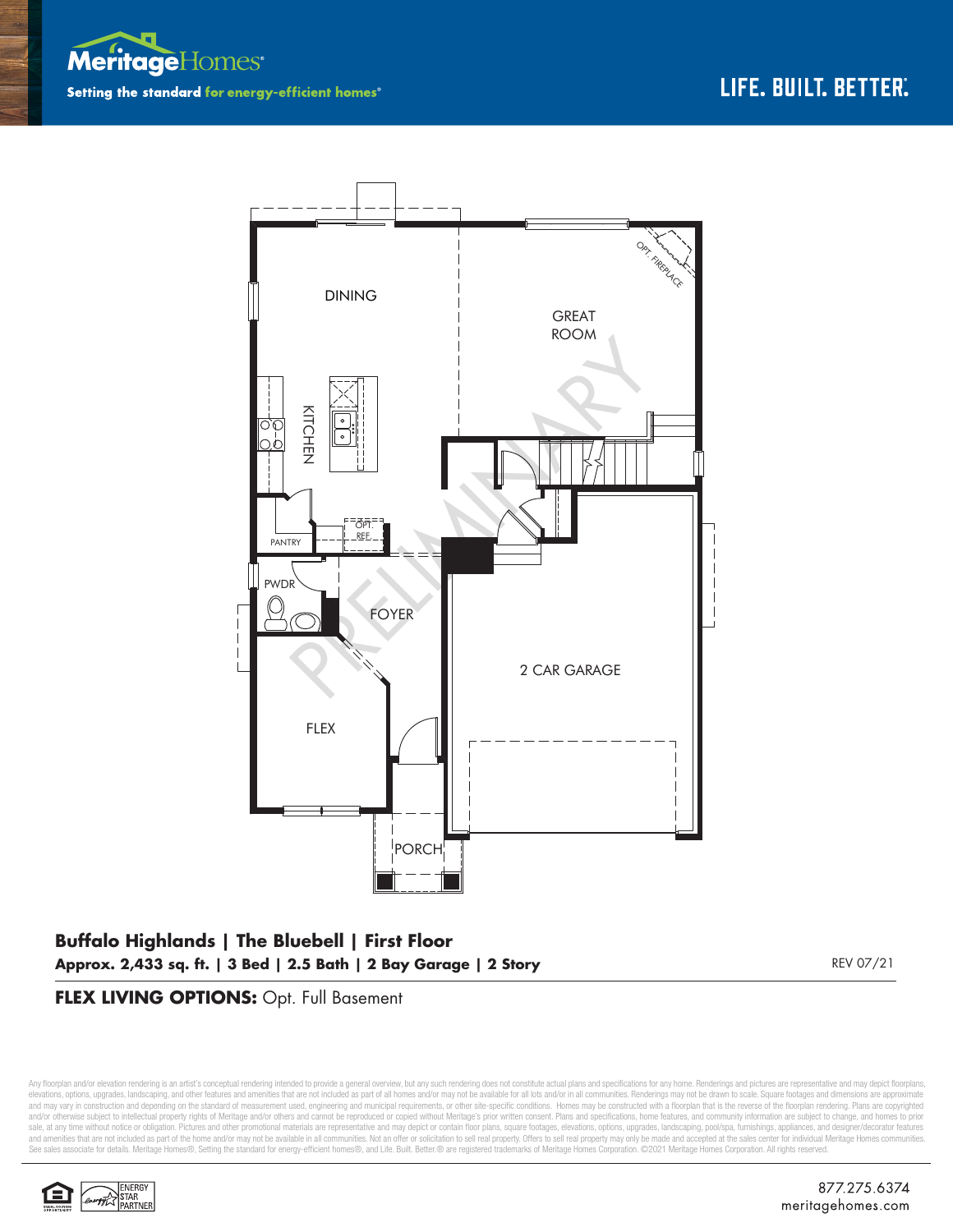Meritage Homes

Setting the standard for energy-efficient homes®

LIFE. BUILT. BETTER.®

DINING

GREAT ROOM

OPT. FIREPLACE

KITCHEN

PANTRY

OPT. REF.

PWDR

FOYER

2 CAR GARAGE

FLEX

PORCH

PRELIMINARY

**Buffalo Highlands | The Bluebell | First Floor**

**Approx. 2,433 sq. ft. | 3 Bed | 2.5 Bath | 2 Bay Garage | 2 Story**

REV 07/21

**FLEX LIVING OPTIONS:** Opt. Full Basement

Any floorplan and/or elevation rendering is an artist's conceptual rendering intended to provide a general overview, but any such rendering does not constitute actual plans and specifications for any home. Renderings and pictures are representative and may depict floorplans, elevations, options, upgrades, landscaping, and other features and amenities that are not included as part of all homes and/or may not be available for all lots and/or in all communities. Renderings may not be drawn to scale. Square footages and dimensions are approximate and may vary in construction and depending on the standard of measurement used, engineering and municipal requirements, or other site-specific conditions. Homes may be constructed with a floorplan that is the reverse of the floorplan rendering. Plans are copyrighted and/or otherwise subject to intellectual property rights of Meritage and/or others and cannot be reproduced or copied without Meritage's prior written consent. Plans and specifications, home features, and community information are subject to change, and homes to prior sale, at any time without notice or obligation. Pictures and other promotional materials are representative and may depict or contain floor plans, square footages, elevations, options, upgrades, landscaping, pool/spa, furnishings, appliances, and designer/decorator features and amenities that are not included as part of the home and/or may not be available in all communities. Not an offer or solicitation to sell real property. Offers to sell real property may only be made and accepted at the sales center for individual Meritage Homes communities. See sales associate for details. Meritage Homes®, Setting the standard for energy-efficient homes®, and Life. Built. Better.® are registered trademarks of Meritage Homes Corporation. ©2021 Meritage Homes Corporation. All rights reserved.

ENERGY STAR PARTNER

877.275.6374
meritagehomes.com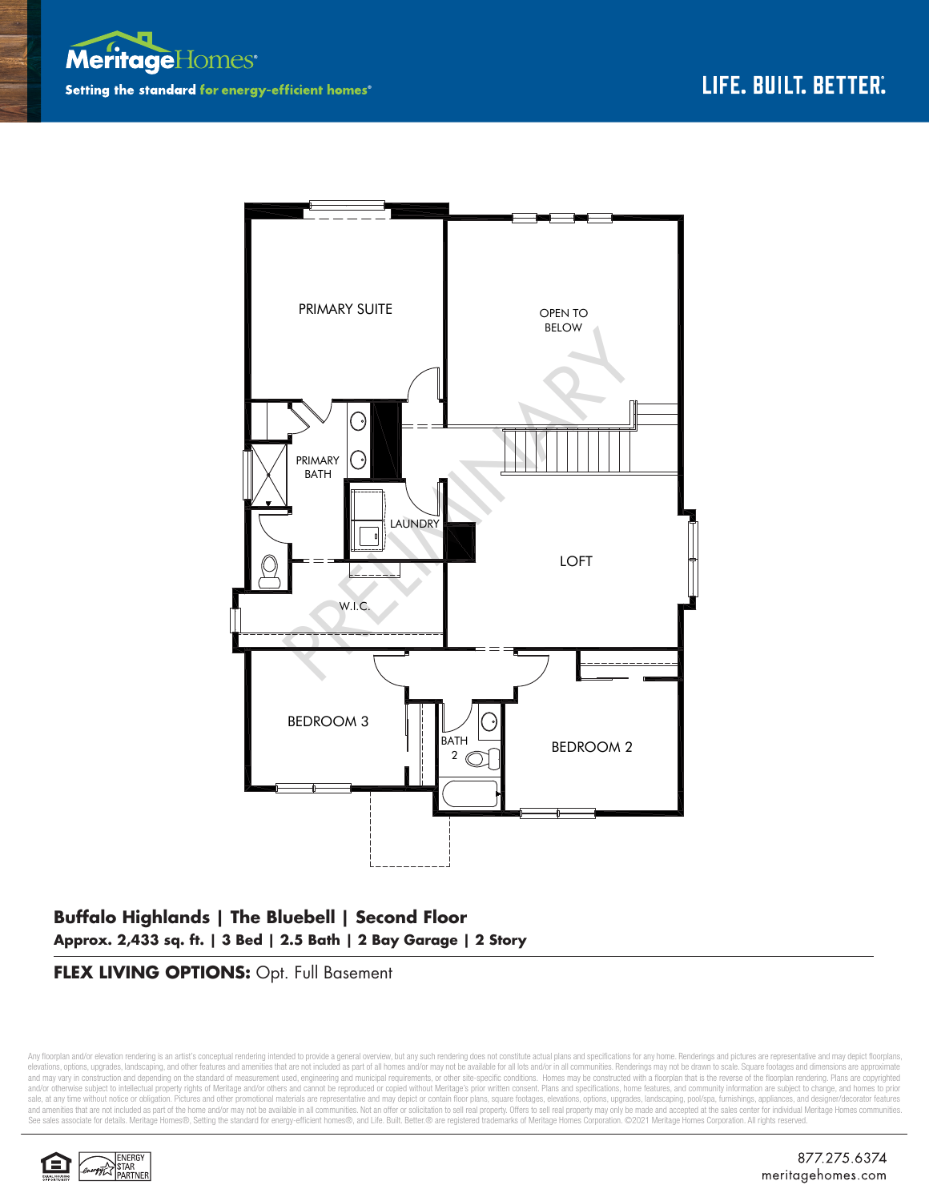MeritageHomes®

Setting the standard for energy-efficient homes®

LIFE. BUILT. BETTER.®

PRIMARY SUITE

OPEN TO BELOW

PRIMARY BATH

LAUNDRY

LOFT

W.I.C.

BEDROOM 3

BATH 2

BEDROOM 2

PRELIMINARY

**Buffalo Highlands | The Bluebell | Second Floor**

**Approx. 2,433 sq. ft. | 3 Bed | 2.5 Bath | 2 Bay Garage | 2 Story**

**FLEX LIVING OPTIONS:** Opt. Full Basement

Any floorplan and/or elevation rendering is an artist's conceptual rendering intended to provide a general overview, but any such rendering does not constitute actual plans and specifications for any home. Renderings and pictures are representative and may depict floorplans, elevations, options, upgrades, landscaping, and other features and amenities that are not included as part of all homes and/or may not be available for all lots and/or in all communities. Renderings may not be drawn to scale. Square footages and dimensions are approximate and may vary in construction and depending on the standard of measurement used, engineering and municipal requirements, or other site-specific conditions. Homes may be constructed with a floorplan that is the reverse of the floorplan rendering. Plans are copyrighted and/or otherwise subject to intellectual property rights of Meritage and/or others and cannot be reproduced or copied without Meritage's prior written consent. Plans and specifications, home features, and community information are subject to change, and homes to prior sale, at any time without notice or obligation. Pictures and other promotional materials are representative and may depict or contain floor plans, square footages, elevations, options, upgrades, landscaping, pool/spa, furnishings, appliances, and designer/decorator features and amenities that are not included as part of the home and/or may not be available in all communities. Not an offer or solicitation to sell real property. Offers to sell real property may only be made and accepted at the sales center for individual Meritage Homes communities. See sales associate for details. Meritage Homes®, Setting the standard for energy-efficient homes®, and Life. Built. Better.® are registered trademarks of Meritage Homes Corporation. ©2021 Meritage Homes Corporation. All rights reserved.

ENERGY STAR PARTNER

877.275.6374
meritagehomes.com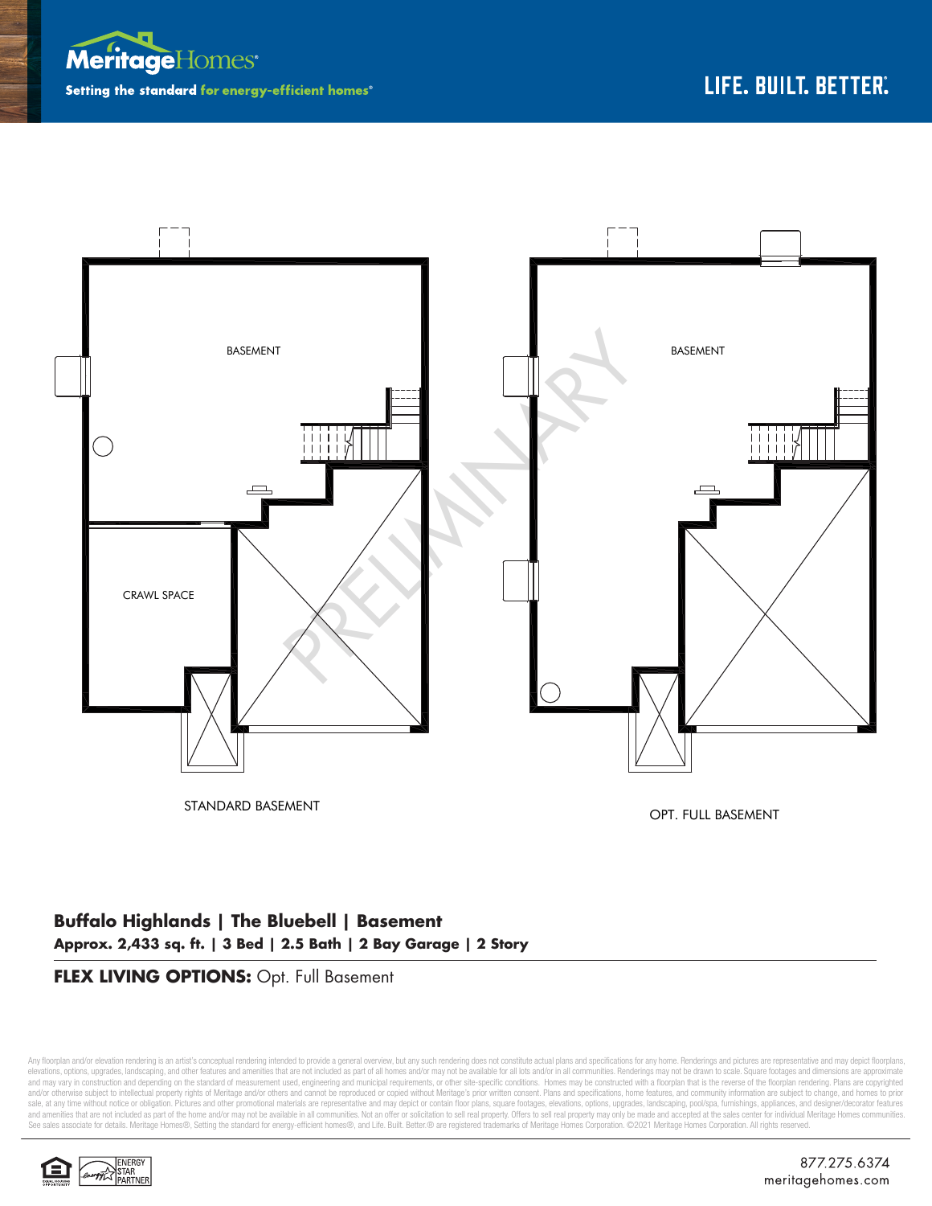Meritage Homes

Setting the standard for energy-efficient homes®

LIFE. BUILT. BETTER.®

BASEMENT

CRAWL SPACE

STANDARD BASEMENT

BASEMENT

OPT. FULL BASEMENT

PRELIMINARY

## Buffalo Highlands | The Bluebell | Basement

**Approx. 2,433 sq. ft. | 3 Bed | 2.5 Bath | 2 Bay Garage | 2 Story**

**FLEX LIVING OPTIONS:** Opt. Full Basement

Any floorplan and/or elevation rendering is an artist's conceptual rendering intended to provide a general overview, but any such rendering does not constitute actual plans and specifications for any home. Renderings and pictures are representative and may depict floorplans, elevations, options, upgrades, landscaping, and other features and amenities that are not included as part of all homes and/or may not be available for all lots and/or in all communities. Renderings may not be drawn to scale. Square footages and dimensions are approximate and may vary in construction and depending on the standard of measurement used, engineering and municipal requirements, or other site-specific conditions. Homes may be constructed with a floorplan that is the reverse of the floorplan rendering. Plans are copyrighted and/or otherwise subject to intellectual property rights of Meritage and/or others and cannot be reproduced or copied without Meritage's prior written consent. Plans and specifications, home features, and community information are subject to change, and homes to prior sale, at any time without notice or obligation. Pictures and other promotional materials are representative and may depict or contain floor plans, square footages, elevations, options, upgrades, landscaping, pool/spa, furnishings, appliances, and designer/decorator features and amenities that are not included as part of the home and/or may not be available in all communities. Not an offer or solicitation to sell real property. Offers to sell real property may only be made and accepted at the sales center for individual Meritage Homes communities. See sales associate for details. Meritage Homes®, Setting the standard for energy-efficient homes®, and Life. Built. Better.® are registered trademarks of Meritage Homes Corporation. ©2021 Meritage Homes Corporation. All rights reserved.

ENERGY STAR PARTNER

877.275.6374
meritagehomes.com